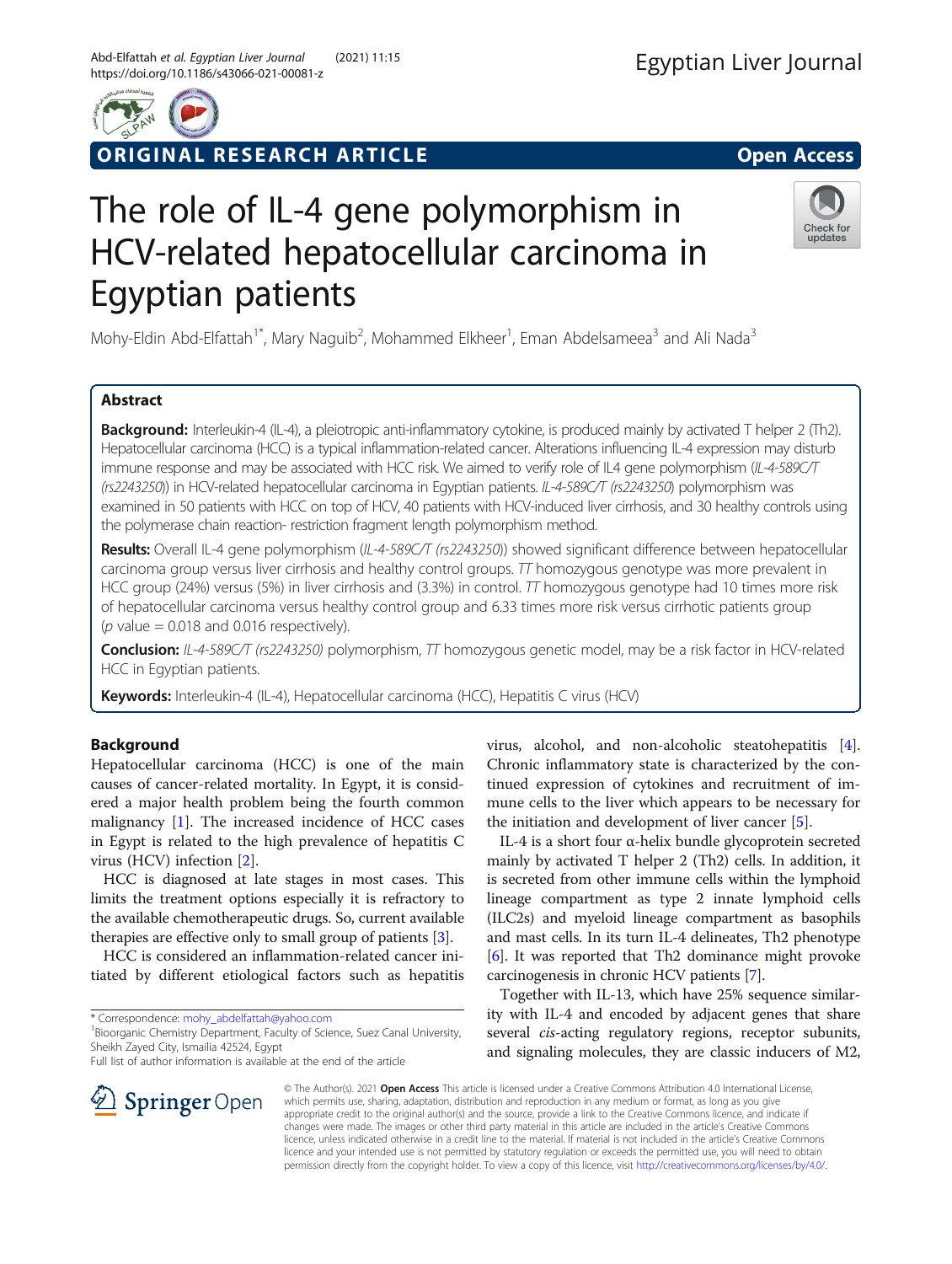ORIGINAL RESEARCH ARTICLE

Open Access

# The role of IL-4 gene polymorphism in HCV-related hepatocellular carcinoma in Egyptian patients

Mohy-Eldin Abd-Elfattah[1*], Mary Naguib[2], Mohammed Elkheer[1], Eman Abdelsameea[3] and Ali Nada[3]

## Abstract

**Background:** Interleukin-4 (IL-4), a pleiotropic anti-inflammatory cytokine, is produced mainly by activated T helper 2 (Th2). Hepatocellular carcinoma (HCC) is a typical inflammation-related cancer. Alterations influencing IL-4 expression may disturb immune response and may be associated with HCC risk. We aimed to verify role of IL4 gene polymorphism (*IL-4-589C/T (rs2243250)*) in HCV-related hepatocellular carcinoma in Egyptian patients. *IL-4-589C/T (rs2243250)* polymorphism was examined in 50 patients with HCC on top of HCV, 40 patients with HCV-induced liver cirrhosis, and 30 healthy controls using the polymerase chain reaction- restriction fragment length polymorphism method.

**Results:** Overall IL-4 gene polymorphism (*IL-4-589C/T (rs2243250)*) showed significant difference between hepatocellular carcinoma group versus liver cirrhosis and healthy control groups. *TT* homozygous genotype was more prevalent in HCC group (24%) versus (5%) in liver cirrhosis and (3.3%) in control. *TT* homozygous genotype had 10 times more risk of hepatocellular carcinoma versus healthy control group and 6.33 times more risk versus cirrhotic patients group ($p$ value = 0.018 and 0.016 respectively).

**Conclusion:** *IL-4-589C/T (rs2243250)* polymorphism, *TT* homozygous genetic model, may be a risk factor in HCV-related HCC in Egyptian patients.

**Keywords:** Interleukin-4 (IL-4), Hepatocellular carcinoma (HCC), Hepatitis C virus (HCV)

## Background

Hepatocellular carcinoma (HCC) is one of the main causes of cancer-related mortality. In Egypt, it is considered a major health problem being the fourth common malignancy [1]. The increased incidence of HCC cases in Egypt is related to the high prevalence of hepatitis C virus (HCV) infection [2].

HCC is diagnosed at late stages in most cases. This limits the treatment options especially it is refractory to the available chemotherapeutic drugs. So, current available therapies are effective only to small group of patients [3].

HCC is considered an inflammation-related cancer initiated by different etiological factors such as hepatitis virus, alcohol, and non-alcoholic steatohepatitis [4]. Chronic inflammatory state is characterized by the continued expression of cytokines and recruitment of immune cells to the liver which appears to be necessary for the initiation and development of liver cancer [5].

IL-4 is a short four α-helix bundle glycoprotein secreted mainly by activated T helper 2 (Th2) cells. In addition, it is secreted from other immune cells within the lymphoid lineage compartment as type 2 innate lymphoid cells (ILC2s) and myeloid lineage compartment as basophils and mast cells. In its turn IL-4 delineates, Th2 phenotype [6]. It was reported that Th2 dominance might provoke carcinogenesis in chronic HCV patients [7].

Together with IL-13, which have 25% sequence similarity with IL-4 and encoded by adjacent genes that share several *cis*-acting regulatory regions, receptor subunits, and signaling molecules, they are classic inducers of M2,

* Correspondence: mohy_abdelfattah@yahoo.com
[1]Biorganic Chemistry Department, Faculty of Science, Suez Canal University, Sheikh Zayed City, Ismailia 42524, Egypt
Full list of author information is available at the end of the article

© The Author(s). 2021 **Open Access** This article is licensed under a Creative Commons Attribution 4.0 International License, which permits use, sharing, adaptation, distribution and reproduction in any medium or format, as long as you give appropriate credit to the original author(s) and the source, provide a link to the Creative Commons licence, and indicate if changes were made. The images or other third party material in this article are included in the article's Creative Commons licence, unless indicated otherwise in a credit line to the material. If material is not included in the article's Creative Commons licence and your intended use is not permitted by statutory regulation or exceeds the permitted use, you will need to obtain permission directly from the copyright holder. To view a copy of this licence, visit http://creativecommons.org/licenses/by/4.0/.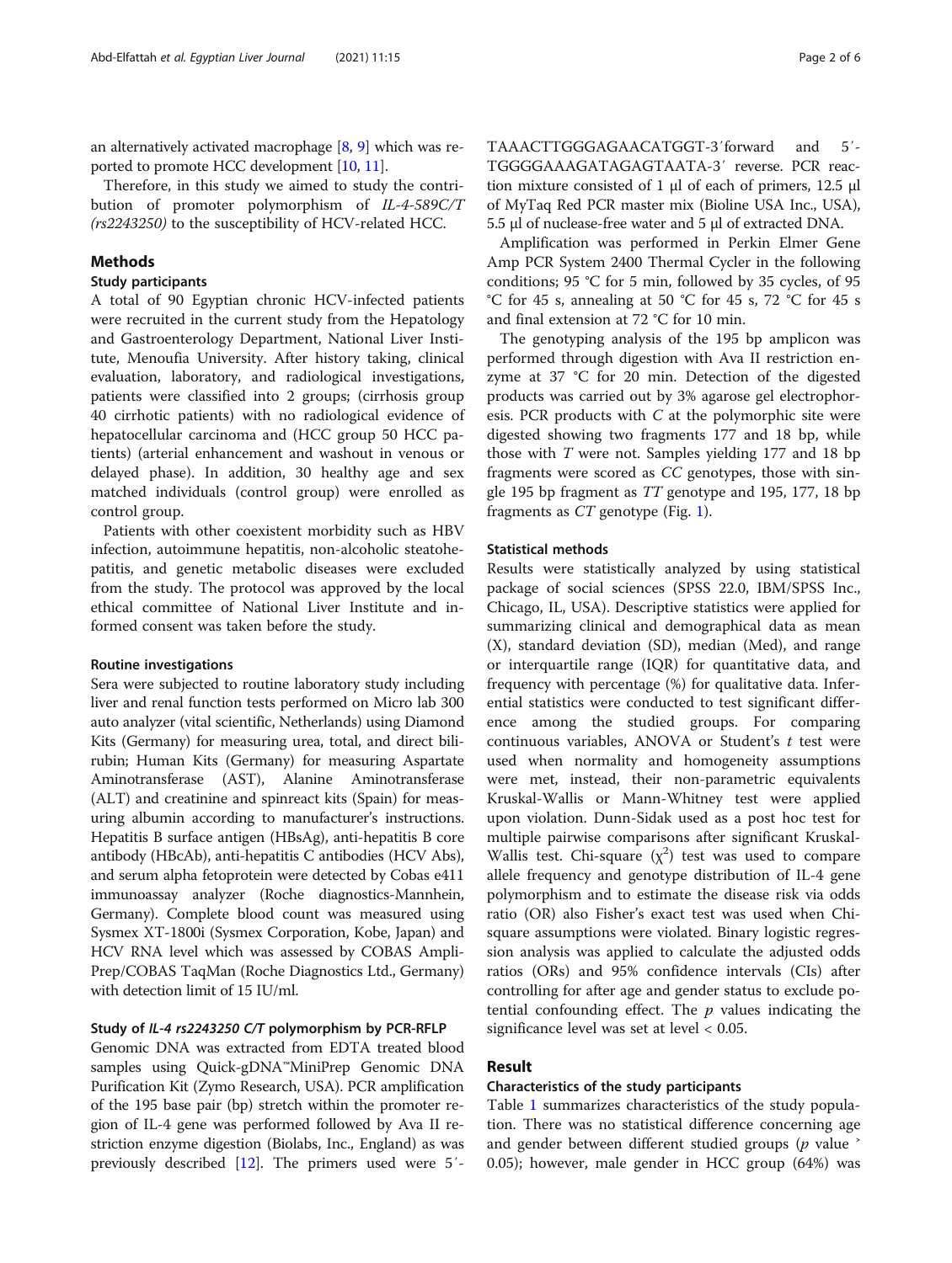an alternatively activated macrophage [8, 9] which was reported to promote HCC development [10, 11].

Therefore, in this study we aimed to study the contribution of promoter polymorphism of *IL-4-589C/T (rs2243250)* to the susceptibility of HCV-related HCC.

## Methods

### Study participants

A total of 90 Egyptian chronic HCV-infected patients were recruited in the current study from the Hepatology and Gastroenterology Department, National Liver Institute, Menoufia University. After history taking, clinical evaluation, laboratory, and radiological investigations, patients were classified into 2 groups; (cirrhosis group 40 cirrhotic patients) with no radiological evidence of hepatocellular carcinoma and (HCC group 50 HCC patients) (arterial enhancement and washout in venous or delayed phase). In addition, 30 healthy age and sex matched individuals (control group) were enrolled as control group.

Patients with other coexistent morbidity such as HBV infection, autoimmune hepatitis, non-alcoholic steatohepatitis, and genetic metabolic diseases were excluded from the study. The protocol was approved by the local ethical committee of National Liver Institute and informed consent was taken before the study.

#### Routine investigations

Sera were subjected to routine laboratory study including liver and renal function tests performed on Micro lab 300 auto analyzer (vital scientific, Netherlands) using Diamond Kits (Germany) for measuring urea, total, and direct bilirubin; Human Kits (Germany) for measuring Aspartate Aminotransferase (AST), Alanine Aminotransferase (ALT) and creatinine and spinreact kits (Spain) for measuring albumin according to manufacturer's instructions. Hepatitis B surface antigen (HBsAg), anti-hepatitis B core antibody (HBcAb), anti-hepatitis C antibodies (HCV Abs), and serum alpha fetoprotein were detected by Cobas e411 immunoassay analyzer (Roche diagnostics-Mannhein, Germany). Complete blood count was measured using Sysmex XT-1800i (Sysmex Corporation, Kobe, Japan) and HCV RNA level which was assessed by COBAS AmpliPrep/COBAS TaqMan (Roche Diagnostics Ltd., Germany) with detection limit of 15 IU/ml.

#### Study of *IL-4 rs2243250 C/T* polymorphism by PCR-RFLP

Genomic DNA was extracted from EDTA treated blood samples using Quick-gDNA™MiniPrep Genomic DNA Purification Kit (Zymo Research, USA). PCR amplification of the 195 base pair (bp) stretch within the promoter region of IL-4 gene was performed followed by Ava II restriction enzyme digestion (Biolabs, Inc., England) as was previously described [12]. The primers used were 5′-TAAACTTGGGAGAACATGGT-3′forward and 5′-TGGGGAAAGATAGAGTAATA-3′ reverse. PCR reaction mixture consisted of 1 μl of each of primers, 12.5 μl of MyTaq Red PCR master mix (Bioline USA Inc., USA), 5.5 μl of nuclease-free water and 5 μl of extracted DNA.

Amplification was performed in Perkin Elmer Gene Amp PCR System 2400 Thermal Cycler in the following conditions; 95 °C for 5 min, followed by 35 cycles, of 95 °C for 45 s, annealing at 50 °C for 45 s, 72 °C for 45 s and final extension at 72 °C for 10 min.

The genotyping analysis of the 195 bp amplicon was performed through digestion with Ava II restriction enzyme at 37 °C for 20 min. Detection of the digested products was carried out by 3% agarose gel electrophoresis. PCR products with *C* at the polymorphic site were digested showing two fragments 177 and 18 bp, while those with *T* were not. Samples yielding 177 and 18 bp fragments were scored as *CC* genotypes, those with single 195 bp fragment as *TT* genotype and 195, 177, 18 bp fragments as *CT* genotype (Fig. 1).

### Statistical methods

Results were statistically analyzed by using statistical package of social sciences (SPSS 22.0, IBM/SPSS Inc., Chicago, IL, USA). Descriptive statistics were applied for summarizing clinical and demographical data as mean (X), standard deviation (SD), median (Med), and range or interquartile range (IQR) for quantitative data, and frequency with percentage (%) for qualitative data. Inferential statistics were conducted to test significant difference among the studied groups. For comparing continuous variables, ANOVA or Student's *t* test were used when normality and homogeneity assumptions were met, instead, their non-parametric equivalents Kruskal-Wallis or Mann-Whitney test were applied upon violation. Dunn-Sidak used as a post hoc test for multiple pairwise comparisons after significant Kruskal-Wallis test. Chi-square ($\chi^2$) test was used to compare allele frequency and genotype distribution of IL-4 gene polymorphism and to estimate the disease risk via odds ratio (OR) also Fisher's exact test was used when Chi-square assumptions were violated. Binary logistic regression analysis was applied to calculate the adjusted odds ratios (ORs) and 95% confidence intervals (CIs) after controlling for after age and gender status to exclude potential confounding effect. The *p* values indicating the significance level was set at level $< 0.05$.

## Result

### Characteristics of the study participants

Table 1 summarizes characteristics of the study population. There was no statistical difference concerning age and gender between different studied groups ($p$ value $> 0.05$); however, male gender in HCC group (64%) was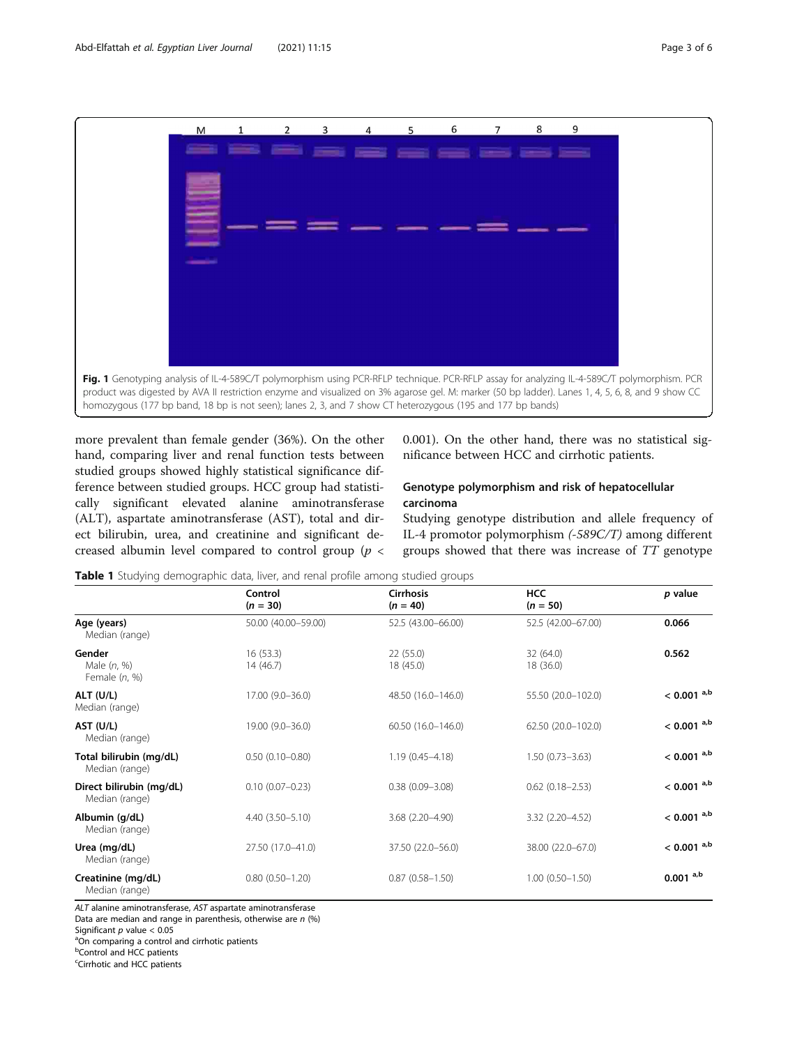Fig. 1 Genotyping analysis of IL-4-589C/T polymorphism using PCR-RFLP technique. PCR-RFLP assay for analyzing IL-4-589C/T polymorphism. PCR product was digested by AVA II restriction enzyme and visualized on 3% agarose gel. M: marker (50 bp ladder). Lanes 1, 4, 5, 6, 8, and 9 show CC homozygous (177 bp band, 18 bp is not seen); lanes 2, 3, and 7 show CT heterozygous (195 and 177 bp bands)

more prevalent than female gender (36%). On the other hand, comparing liver and renal function tests between studied groups showed highly statistical significance difference between studied groups. HCC group had statistically significant elevated alanine aminotransferase (ALT), aspartate aminotransferase (AST), total and direct bilirubin, urea, and creatinine and significant decreased albumin level compared to control group ($p <$ 0.001). On the other hand, there was no statistical significance between HCC and cirrhotic patients.

## Genotype polymorphism and risk of hepatocellular carcinoma

Studying genotype distribution and allele frequency of IL-4 promotor polymorphism *(-589C/T)* among different groups showed that there was increase of *TT* genotype

**Table 1** Studying demographic data, liver, and renal profile among studied groups

| | Control ($n = 30$) | Cirrhosis ($n = 40$) | HCC ($n = 50$) | *p* value |
|---|---|---|---|---|
| **Age (years)** Median (range) | 50.00 (40.00–59.00) | 52.5 (43.00–66.00) | 52.5 (42.00–67.00) | **0.066** |
| **Gender** Male (*n*, %) | 16 (53.3) | 22 (55.0) | 32 (64.0) | **0.562** |
| Female (*n*, %) | 14 (46.7) | 18 (45.0) | 18 (36.0) | |
| **ALT (U/L)** Median (range) | 17.00 (9.0–36.0) | 48.50 (16.0–146.0) | 55.50 (20.0–102.0) | **< 0.001** [a,b] |
| **AST (U/L)** Median (range) | 19.00 (9.0–36.0) | 60.50 (16.0–146.0) | 62.50 (20.0–102.0) | **< 0.001** [a,b] |
| **Total bilirubin (mg/dL)** Median (range) | 0.50 (0.10–0.80) | 1.19 (0.45–4.18) | 1.50 (0.73–3.63) | **< 0.001** [a,b] |
| **Direct bilirubin (mg/dL)** Median (range) | 0.10 (0.07–0.23) | 0.38 (0.09–3.08) | 0.62 (0.18–2.53) | **< 0.001** [a,b] |
| **Albumin (g/dL)** Median (range) | 4.40 (3.50–5.10) | 3.68 (2.20–4.90) | 3.32 (2.20–4.52) | **< 0.001** [a,b] |
| **Urea (mg/dL)** Median (range) | 27.50 (17.0–41.0) | 37.50 (22.0–56.0) | 38.00 (22.0–67.0) | **< 0.001** [a,b] |
| **Creatinine (mg/dL)** Median (range) | 0.80 (0.50–1.20) | 0.87 (0.58–1.50) | 1.00 (0.50–1.50) | **0.001** [a,b] |

*ALT* alanine aminotransferase, *AST* aspartate aminotransferase
Data are median and range in parenthesis, otherwise are *n* (%)
Significant *p* value < 0.05
[a]On comparing a control and cirrhotic patients
[b]Control and HCC patients
[c]Cirrhotic and HCC patients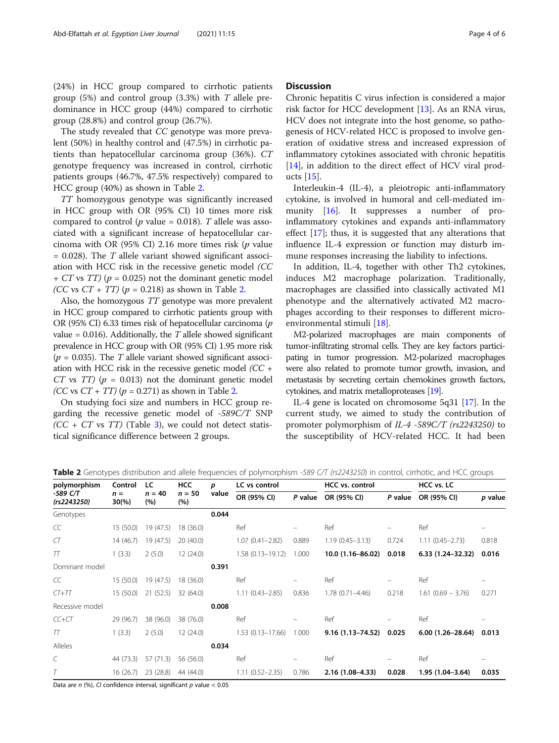(24%) in HCC group compared to cirrhotic patients group (5%) and control group (3.3%) with *T* allele predominance in HCC group (44%) compared to cirrhotic group (28.8%) and control group (26.7%).

The study revealed that *CC* genotype was more prevalent (50%) in healthy control and (47.5%) in cirrhotic patients than hepatocellular carcinoma group (36%). *CT* genotype frequency was increased in control, cirrhotic patients groups (46.7%, 47.5% respectively) compared to HCC group (40%) as shown in Table 2.

*TT* homozygous genotype was significantly increased in HCC group with OR (95% CI) 10 times more risk compared to control (*p* value = 0.018). *T* allele was associated with a significant increase of hepatocellular carcinoma with OR (95% CI) 2.16 more times risk (*p* value = 0.028). The *T* allele variant showed significant association with HCC risk in the recessive genetic model *(CC + CT* vs *TT)* (*p* = 0.025) not the dominant genetic model *(CC* vs *CT + TT)* (*p* = 0.218) as shown in Table 2.

Also, the homozygous *TT* genotype was more prevalent in HCC group compared to cirrhotic patients group with OR (95% CI) 6.33 times risk of hepatocellular carcinoma (*p* value = 0.016). Additionally, the *T* allele showed significant prevalence in HCC group with OR (95% CI) 1.95 more risk (*p* = 0.035). The *T* allele variant showed significant association with HCC risk in the recessive genetic model *(CC + CT* vs *TT)* (*p* = 0.013) not the dominant genetic model *(CC* vs *CT + TT)* (*p* = 0.271) as shown in Table 2.

On studying foci size and numbers in HCC group regarding the recessive genetic model of *-589C/T* SNP *(CC + CT* vs *TT)* (Table 3), we could not detect statistical significance difference between 2 groups.

## Discussion

Chronic hepatitis C virus infection is considered a major risk factor for HCC development [13]. As an RNA virus, HCV does not integrate into the host genome, so pathogenesis of HCV-related HCC is proposed to involve generation of oxidative stress and increased expression of inflammatory cytokines associated with chronic hepatitis [14], in addition to the direct effect of HCV viral products [15].

Interleukin-4 (IL-4), a pleiotropic anti-inflammatory cytokine, is involved in humoral and cell-mediated immunity [16]. It suppresses a number of pro-inflammatory cytokines and expands anti-inflammatory effect [17]; thus, it is suggested that any alterations that influence IL-4 expression or function may disturb immune responses increasing the liability to infections.

In addition, IL-4, together with other Th2 cytokines, induces M2 macrophage polarization. Traditionally, macrophages are classified into classically activated M1 phenotype and the alternatively activated M2 macrophages according to their responses to different microenvironmental stimuli [18].

M2-polarized macrophages are main components of tumor-infiltrating stromal cells. They are key factors participating in tumor progression. M2-polarized macrophages were also related to promote tumor growth, invasion, and metastasis by secreting certain chemokines growth factors, cytokines, and matrix metalloproteases [19].

IL-4 gene is located on chromosome 5q31 [17]. In the current study, we aimed to study the contribution of promoter polymorphism of *IL-4 -589C/T (rs2243250)* to the susceptibility of HCV-related HCC. It had been

**Table 2** Genotypes distribution and allele frequencies of polymorphism *-589 C/T (rs2243250)* in control, cirrhotic, and HCC groups

| polymorphism *-589 C/T (rs2243250)* | Control n = 30(%) | LC n = 40 (%) | HCC n = 50 (%) | p value | LC vs control | | HCC vs. control | | HCC vs. LC | |
|---|---|---|---|---|---|---|---|---|---|---|
| | | | | | OR (95% CI) | P value | OR (95% CI) | P value | OR (95% CI) | p value |
| Genotypes | | | | 0.044 | | | | | | |
| *CC* | 15 (50.0) | 19 (47.5) | 18 (36.0) | | Ref | – | Ref | – | Ref | – |
| *CT* | 14 (46.7) | 19 (47.5) | 20 (40.0) | | 1.07 (0.41–2.82) | 0.889 | 1.19 (0.45–3.13) | 0.724 | 1.11 (0.45–2.73) | 0.818 |
| *TT* | 1 (3.3) | 2 (5.0) | 12 (24.0) | | 1.58 (0.13–19.12) | 1.000 | **10.0 (1.16–86.02)** | **0.018** | **6.33 (1.24–32.32)** | **0.016** |
| Dominant model | | | | 0.391 | | | | | | |
| *CC* | 15 (50.0) | 19 (47.5) | 18 (36.0) | | Ref | – | Ref | – | Ref | – |
| *CT+TT* | 15 (50.0) | 21 (52.5) | 32 (64.0) | | 1.11 (0.43–2.85) | 0.836 | 1.78 (0.71–4.46) | 0.218 | 1.61 (0.69 – 3.76) | 0.271 |
| Recessive model | | | | 0.008 | | | | | | |
| *CC+CT* | 29 (96.7) | 38 (96.0) | 38 (76.0) | | Ref | – | Ref | – | Ref | – |
| *TT* | 1 (3.3) | 2 (5.0) | 12 (24.0) | | 1.53 (0.13–17.66) | 1.000 | **9.16 (1.13–74.52)** | **0.025** | **6.00 (1.26–28.64)** | **0.013** |
| Alleles | | | | 0.034 | | | | | | |
| *C* | 44 (73.3) | 57 (71.3) | 56 (56.0) | | Ref | – | Ref | – | Ref | – |
| *T* | 16 (26.7) | 23 (28.8) | 44 (44.0) | | 1.11 (0.52–2.35) | 0.786 | **2.16 (1.08–4.33)** | **0.028** | **1.95 (1.04–3.64)** | **0.035** |

Data are *n* (%), *CI* confidence interval, significant *p* value < 0.05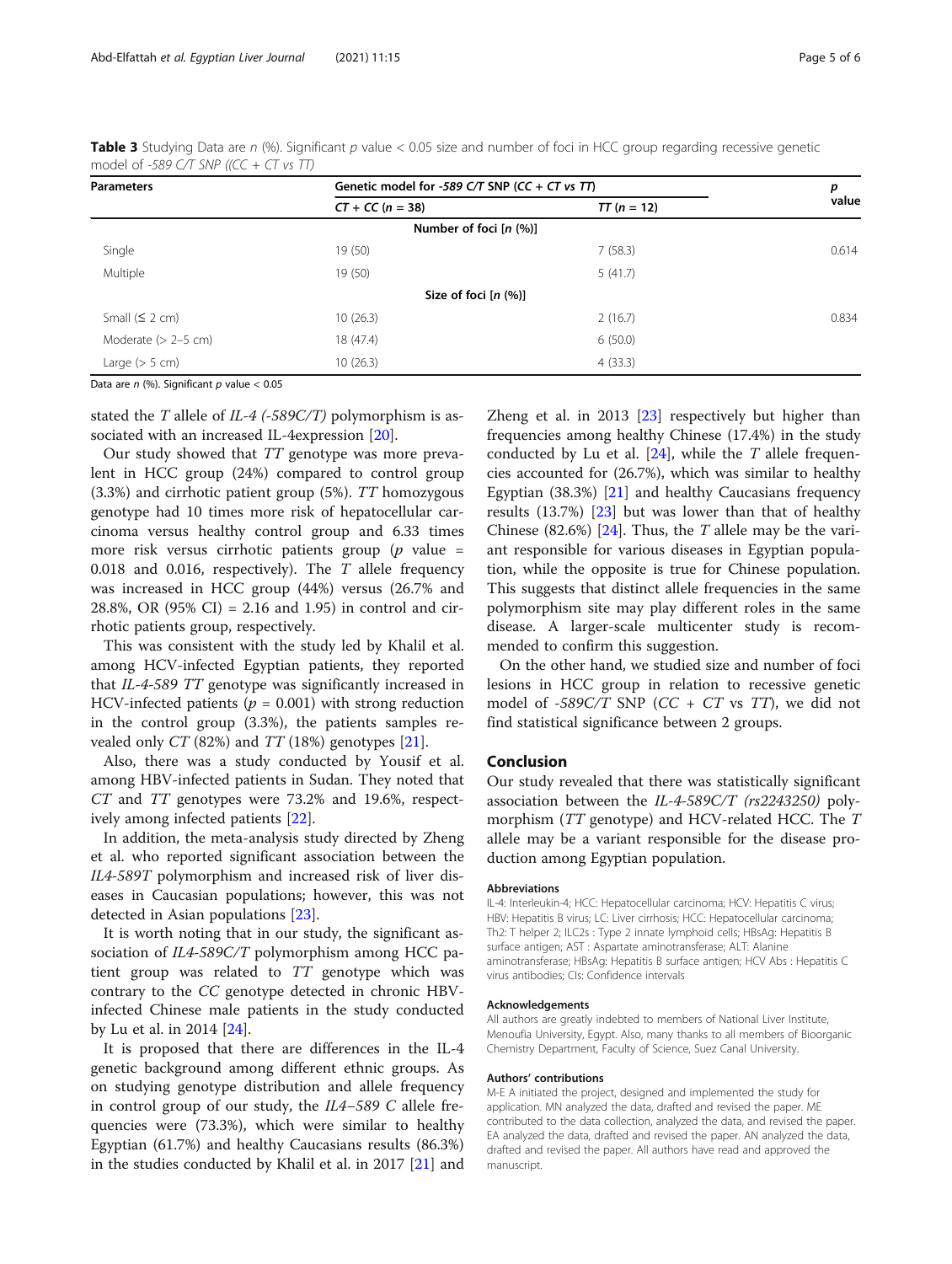**Table 3** Studying Data are *n* (%). Significant *p* value < 0.05 size and number of foci in HCC group regarding recessive genetic model of *-589 C/T SNP ((CC + CT vs TT)*

| Parameters | Genetic model for *-589 C/T SNP (CC + CT vs TT)* | | *p* value |
|---|---|---|---|
| | *CT + CC (n = 38)* | *TT (n = 12)* | |
| | **Number of foci [*n* (%)]** | | |
| Single | 19 (50) | 7 (58.3) | 0.614 |
| Multiple | 19 (50) | 5 (41.7) | |
| | **Size of foci [*n* (%)]** | | |
| Small (≤ 2 cm) | 10 (26.3) | 2 (16.7) | 0.834 |
| Moderate (> 2–5 cm) | 18 (47.4) | 6 (50.0) | |
| Large (> 5 cm) | 10 (26.3) | 4 (33.3) | |

Data are *n* (%). Significant *p* value < 0.05

stated the *T* allele of *IL-4 (-589C/T)* polymorphism is associated with an increased IL-4expression [20].

Our study showed that *TT* genotype was more prevalent in HCC group (24%) compared to control group (3.3%) and cirrhotic patient group (5%). *TT* homozygous genotype had 10 times more risk of hepatocellular carcinoma versus healthy control group and 6.33 times more risk versus cirrhotic patients group ($p$ value = 0.018 and 0.016, respectively). The *T* allele frequency was increased in HCC group (44%) versus (26.7% and 28.8%, OR (95% CI) = 2.16 and 1.95) in control and cirrhotic patients group, respectively.

This was consistent with the study led by Khalil et al. among HCV-infected Egyptian patients, they reported that *IL-4-589 TT* genotype was significantly increased in HCV-infected patients ($p$ = 0.001) with strong reduction in the control group (3.3%), the patients samples revealed only *CT* (82%) and *TT* (18%) genotypes [21].

Also, there was a study conducted by Yousif et al. among HBV-infected patients in Sudan. They noted that *CT* and *TT* genotypes were 73.2% and 19.6%, respectively among infected patients [22].

In addition, the meta-analysis study directed by Zheng et al. who reported significant association between the *IL4-589T* polymorphism and increased risk of liver diseases in Caucasian populations; however, this was not detected in Asian populations [23].

It is worth noting that in our study, the significant association of *IL4-589C/T* polymorphism among HCC patient group was related to *TT* genotype which was contrary to the *CC* genotype detected in chronic HBV-infected Chinese male patients in the study conducted by Lu et al. in 2014 [24].

It is proposed that there are differences in the IL-4 genetic background among different ethnic groups. As on studying genotype distribution and allele frequency in control group of our study, the *IL4–589 C* allele frequencies were (73.3%), which were similar to healthy Egyptian (61.7%) and healthy Caucasians results (86.3%) in the studies conducted by Khalil et al. in 2017 [21] and Zheng et al. in 2013 [23] respectively but higher than frequencies among healthy Chinese (17.4%) in the study conducted by Lu et al. [24], while the *T* allele frequencies accounted for (26.7%), which was similar to healthy Egyptian (38.3%) [21] and healthy Caucasians frequency results (13.7%) [23] but was lower than that of healthy Chinese (82.6%) [24]. Thus, the *T* allele may be the variant responsible for various diseases in Egyptian population, while the opposite is true for Chinese population. This suggests that distinct allele frequencies in the same polymorphism site may play different roles in the same disease. A larger-scale multicenter study is recommended to confirm this suggestion.

On the other hand, we studied size and number of foci lesions in HCC group in relation to recessive genetic model of *-589C/T* SNP (*CC + CT* vs *TT*), we did not find statistical significance between 2 groups.

## Conclusion

Our study revealed that there was statistically significant association between the *IL-4-589C/T (rs2243250)* polymorphism (*TT* genotype) and HCV-related HCC. The *T* allele may be a variant responsible for the disease production among Egyptian population.

#### Abbreviations

IL-4: Interleukin-4; HCC: Hepatocellular carcinoma; HCV: Hepatitis C virus; HBV: Hepatitis B virus; LC: Liver cirrhosis; HCC: Hepatocellular carcinoma; Th2: T helper 2; ILC2s : Type 2 innate lymphoid cells; HBsAg: Hepatitis B surface antigen; AST : Aspartate aminotransferase; ALT: Alanine aminotransferase; HBsAg: Hepatitis B surface antigen; HCV Abs : Hepatitis C virus antibodies; CIs: Confidence intervals

#### Acknowledgements

All authors are greatly indebted to members of National Liver Institute, Menoufia University, Egypt. Also, many thanks to all members of Bioorganic Chemistry Department, Faculty of Science, Suez Canal University.

#### Authors' contributions

M-E A initiated the project, designed and implemented the study for application. MN analyzed the data, drafted and revised the paper. ME contributed to the data collection, analyzed the data, and revised the paper. EA analyzed the data, drafted and revised the paper. AN analyzed the data, drafted and revised the paper. All authors have read and approved the manuscript.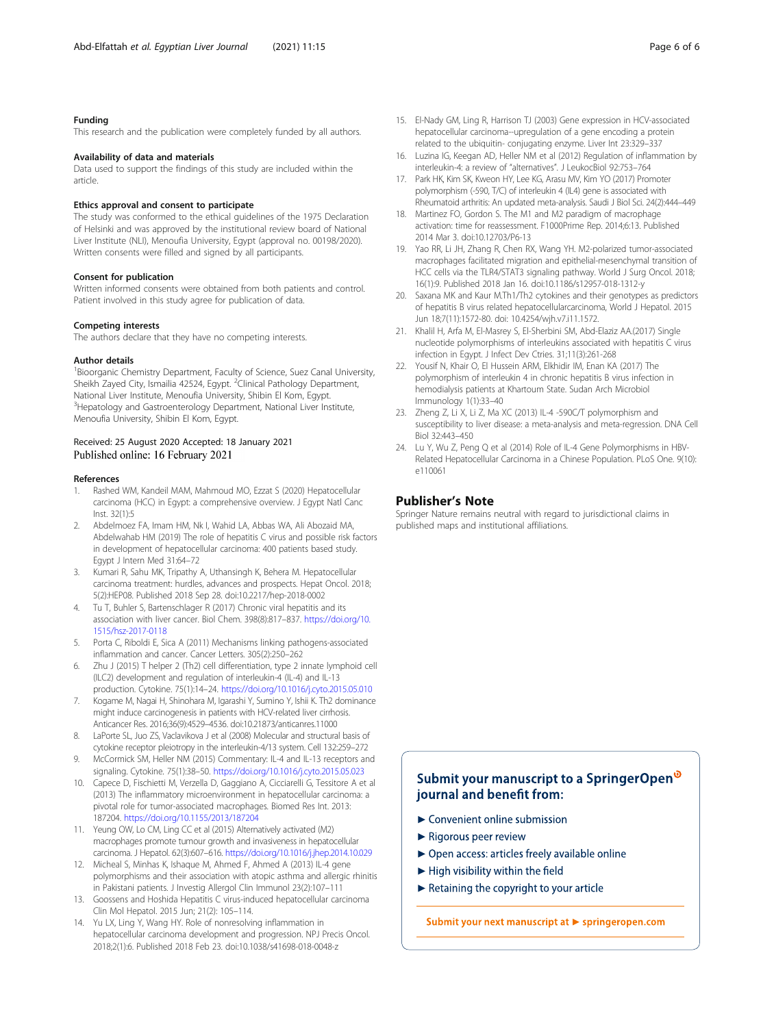### Funding

This research and the publication were completely funded by all authors.

### Availability of data and materials

Data used to support the findings of this study are included within the article.

### Ethics approval and consent to participate

The study was conformed to the ethical guidelines of the 1975 Declaration of Helsinki and was approved by the institutional review board of National Liver Institute (NLI), Menoufia University, Egypt (approval no. 00198/2020). Written consents were filled and signed by all participants.

### Consent for publication

Written informed consents were obtained from both patients and control. Patient involved in this study agree for publication of data.

### Competing interests

The authors declare that they have no competing interests.

### Author details

[1]Bioorganic Chemistry Department, Faculty of Science, Suez Canal University, Sheikh Zayed City, Ismailia 42524, Egypt. [2]Clinical Pathology Department, National Liver Institute, Menoufia University, Shibin El Kom, Egypt. [3]Hepatology and Gastroenterology Department, National Liver Institute, Menoufia University, Shibin El Kom, Egypt.

Received: 25 August 2020 Accepted: 18 January 2021
Published online: 16 February 2021

### References

1. Rashed WM, Kandeil MAM, Mahmoud MO, Ezzat S (2020) Hepatocellular carcinoma (HCC) in Egypt: a comprehensive overview. J Egypt Natl Canc Inst. 32(1):5
2. Abdelmoez FA, Imam HM, Nk I, Wahid LA, Abbas WA, Ali Abozaid MA, Abdelwahab HM (2019) The role of hepatitis C virus and possible risk factors in development of hepatocellular carcinoma: 400 patients based study. Egypt J Intern Med 31:64–72
3. Kumari R, Sahu MK, Tripathy A, Uthansingh K, Behera M. Hepatocellular carcinoma treatment: hurdles, advances and prospects. Hepat Oncol. 2018; 5(2):HEP08. Published 2018 Sep 28. doi:10.2217/hep-2018-0002
4. Tu T, Buhler S, Bartenschlager R (2017) Chronic viral hepatitis and its association with liver cancer. Biol Chem. 398(8):817–837. https://doi.org/10.1515/hsz-2017-0118
5. Porta C, Riboldi E, Sica A (2011) Mechanisms linking pathogens-associated inflammation and cancer. Cancer Letters. 305(2):250–262
6. Zhu J (2015) T helper 2 (Th2) cell differentiation, type 2 innate lymphoid cell (ILC2) development and regulation of interleukin-4 (IL-4) and IL-13 production. Cytokine. 75(1):14–24. https://doi.org/10.1016/j.cyto.2015.05.010
7. Kogame M, Nagai H, Shinohara M, Igarashi Y, Sumino Y, Ishii K. Th2 dominance might induce carcinogenesis in patients with HCV-related liver cirrhosis. Anticancer Res. 2016;36(9):4529–4536. doi:10.21873/anticanres.11000
8. LaPorte SL, Juo ZS, Vaclavikova J et al (2008) Molecular and structural basis of cytokine receptor pleiotropy in the interleukin-4/13 system. Cell 132:259–272
9. McCormick SM, Heller NM (2015) Commentary: IL-4 and IL-13 receptors and signaling. Cytokine. 75(1):38–50. https://doi.org/10.1016/j.cyto.2015.05.023
10. Capece D, Fischietti M, Verzella D, Gaggiano A, Cicciarelli G, Tessitore A et al (2013) The inflammatory microenvironment in hepatocellular carcinoma: a pivotal role for tumor-associated macrophages. Biomed Res Int. 2013: 187204. https://doi.org/10.1155/2013/187204
11. Yeung OW, Lo CM, Ling CC et al (2015) Alternatively activated (M2) macrophages promote tumour growth and invasiveness in hepatocellular carcinoma. J Hepatol. 62(3):607–616. https://doi.org/10.1016/j.jhep.2014.10.029
12. Micheal S, Minhas K, Ishaque M, Ahmed F, Ahmed A (2013) IL-4 gene polymorphisms and their association with atopic asthma and allergic rhinitis in Pakistani patients. J Investig Allergol Clin Immunol 23(2):107–111
13. Goossens and Hoshida Hepatitis C virus-induced hepatocellular carcinoma Clin Mol Hepatol. 2015 Jun; 21(2): 105–114.
14. Yu LX, Ling Y, Wang HY. Role of nonresolving inflammation in hepatocellular carcinoma development and progression. NPJ Precis Oncol. 2018;2(1):6. Published 2018 Feb 23. doi:10.1038/s41698-018-0048-z
15. El-Nady GM, Ling R, Harrison TJ (2003) Gene expression in HCV-associated hepatocellular carcinoma--upregulation of a gene encoding a protein related to the ubiquitin- conjugating enzyme. Liver Int 23:329–337
16. Luzina IG, Keegan AD, Heller NM et al (2012) Regulation of inflammation by interleukin-4: a review of "alternatives". J LeukocBiol 92:753–764
17. Park HK, Kim SK, Kweon HY, Lee KG, Arasu MV, Kim YO (2017) Promoter polymorphism (-590, T/C) of interleukin 4 (IL4) gene is associated with Rheumatoid arthritis: An updated meta-analysis. Saudi J Biol Sci. 24(2):444–449
18. Martinez FO, Gordon S. The M1 and M2 paradigm of macrophage activation: time for reassessment. F1000Prime Rep. 2014;6:13. Published 2014 Mar 3. doi:10.12703/P6-13
19. Yao RR, Li JH, Zhang R, Chen RX, Wang YH. M2-polarized tumor-associated macrophages facilitated migration and epithelial-mesenchymal transition of HCC cells via the TLR4/STAT3 signaling pathway. World J Surg Oncol. 2018; 16(1):9. Published 2018 Jan 16. doi:10.1186/s12957-018-1312-y
20. Saxana MK and Kaur M.Th1/Th2 cytokines and their genotypes as predictors of hepatitis B virus related hepatocellularcarcinoma, World J Hepatol. 2015 Jun 18;7(11):1572-80. doi: 10.4254/wjh.v7.i11.1572.
21. Khalil H, Arfa M, El-Masrey S, El-Sherbini SM, Abd-Elaziz AA.(2017) Single nucleotide polymorphisms of interleukins associated with hepatitis C virus infection in Egypt. J Infect Dev Ctries. 31;11(3):261-268
22. Yousif N, Khair O, El Hussein ARM, Elkhidir IM, Enan KA (2017) The polymorphism of interleukin 4 in chronic hepatitis B virus infection in hemodialysis patients at Khartoum State. Sudan Arch Microbiol Immunology 1(1):33–40
23. Zheng Z, Li X, Li Z, Ma XC (2013) IL-4 -590C/T polymorphism and susceptibility to liver disease: a meta-analysis and meta-regression. DNA Cell Biol 32:443–450
24. Lu Y, Wu Z, Peng Q et al (2014) Role of IL-4 Gene Polymorphisms in HBV-Related Hepatocellular Carcinoma in a Chinese Population. PLoS One. 9(10): e110061

## Publisher's Note

Springer Nature remains neutral with regard to jurisdictional claims in published maps and institutional affiliations.

**Submit your manuscript to a SpringerOpen journal and benefit from:**

- ► Convenient online submission
- ► Rigorous peer review
- ► Open access: articles freely available online
- ► High visibility within the field
- ► Retaining the copyright to your article

Submit your next manuscript at ► springeropen.com